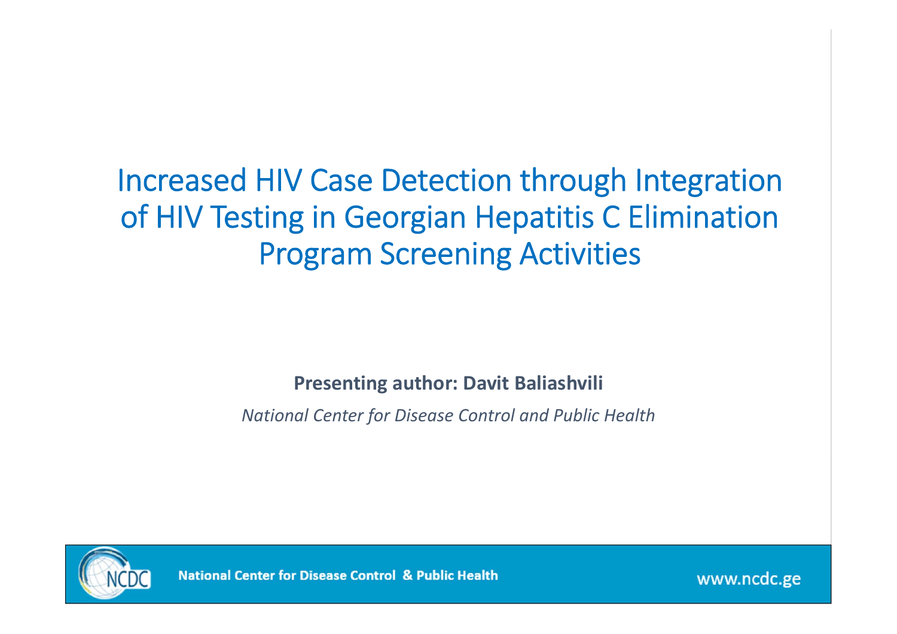# Increased HIV Case Detection through Integration of HIV Testing in Georgian Hepatitis C Elimination Program Screening Activities

**Presenting author: Davit Baliashvili**

*National Center for Disease Control and Public Health*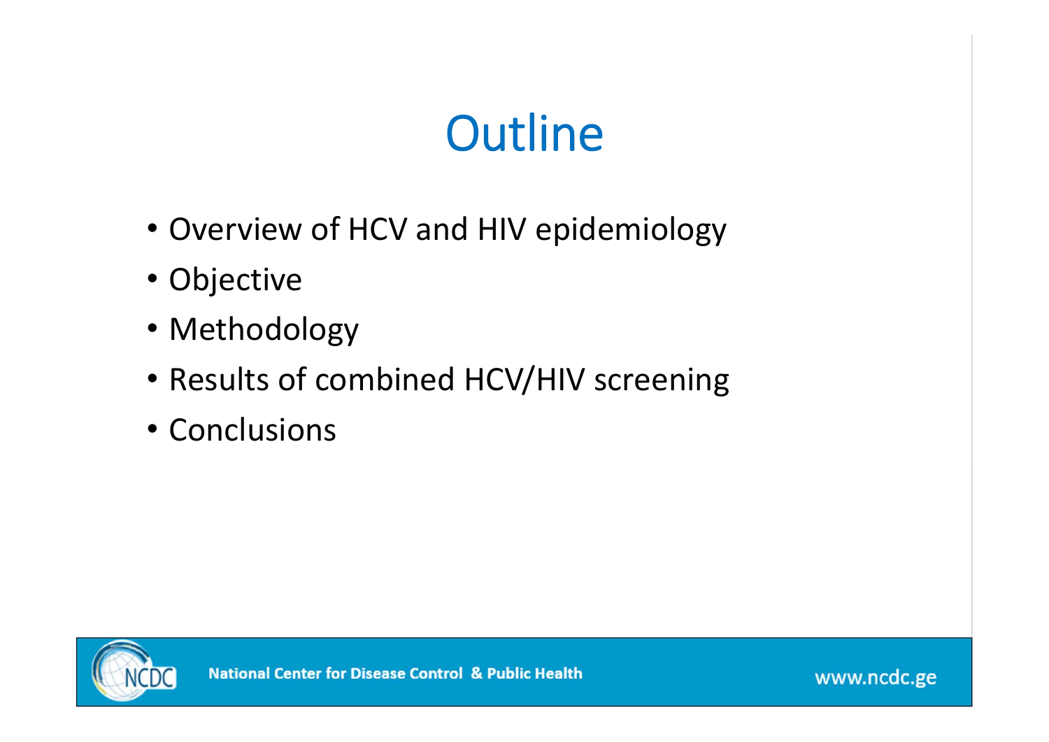# Outline

- Overview of HCV and HIV epidemiology
- Objective
- Methodology
- Results of combined HCV/HIV screening
- Conclusions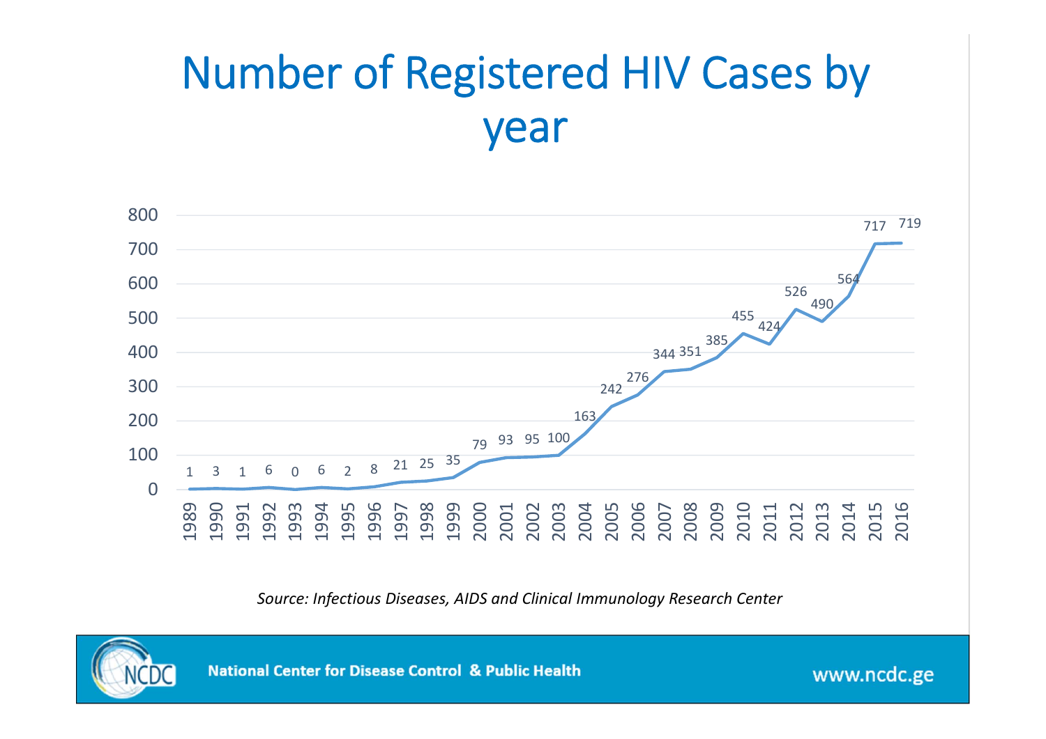# Number of Registered HIV Cases by year

| Year | Cases |
|---|---|
| 1989 | 1 |
| 1990 | 3 |
| 1991 | 1 |
| 1992 | 6 |
| 1993 | 0 |
| 1994 | 6 |
| 1995 | 2 |
| 1996 | 8 |
| 1997 | 21 |
| 1998 | 25 |
| 1999 | 35 |
| 2000 | 79 |
| 2001 | 93 |
| 2002 | 95 |
| 2003 | 100 |
| 2004 | 163 |
| 2005 | 242 |
| 2006 | 276 |
| 2007 | 344 |
| 2008 | 351 |
| 2009 | 385 |
| 2010 | 455 |
| 2011 | 424 |
| 2012 | 526 |
| 2013 | 490 |
| 2014 | 564 |
| 2015 | 717 |
| 2016 | 719 |

*Source: Infectious Diseases, AIDS and Clinical Immunology Research Center*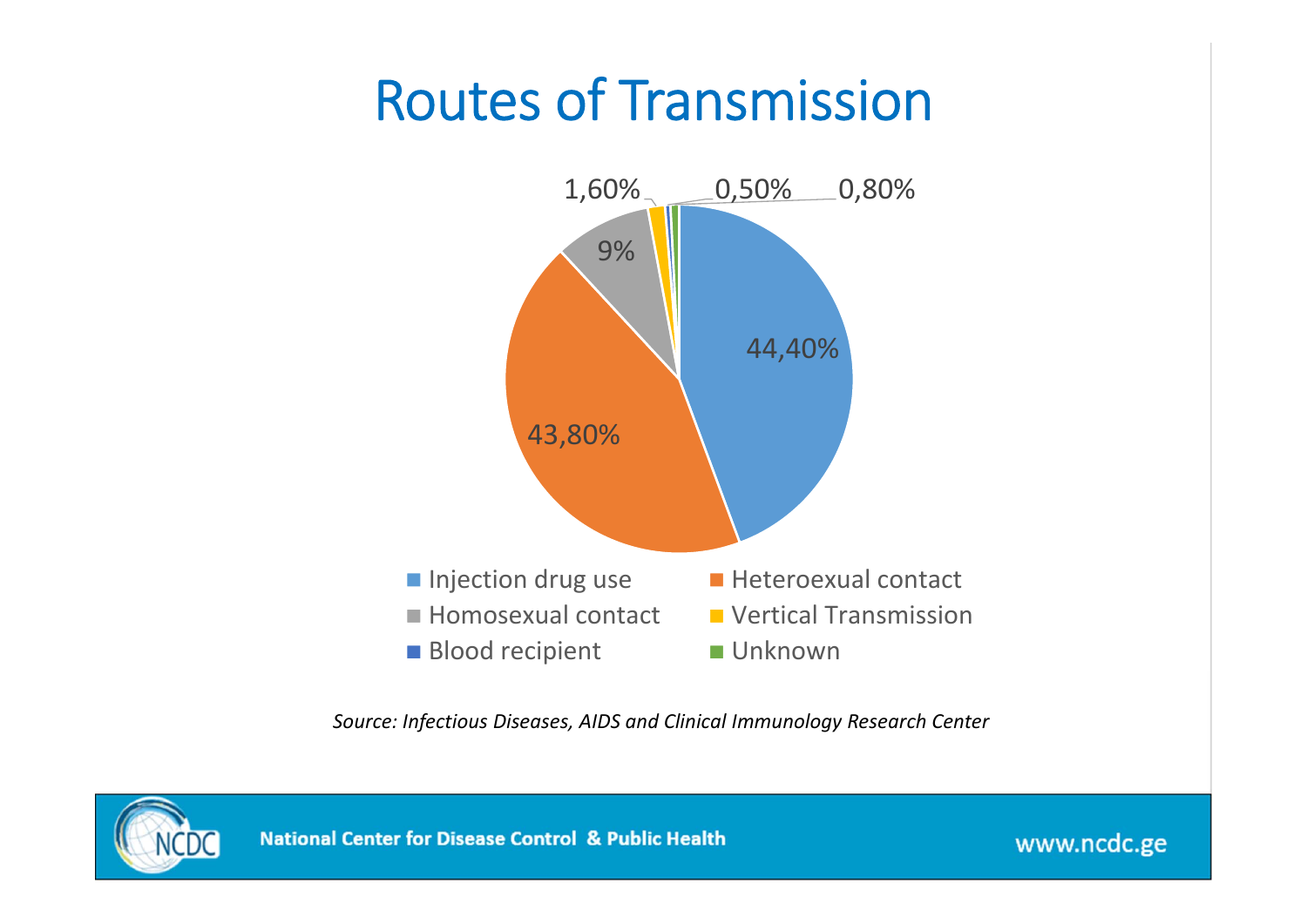# Routes of Transmission

| Route | Percentage |
|---|---|
| Injection drug use | 44,40% |
| Heteroexual contact | 43,80% |
| Homosexual contact | 9% |
| Vertical Transmission | 1,60% |
| Blood recipient | 0,50% |
| Unknown | 0,80% |

*Source: Infectious Diseases, AIDS and Clinical Immunology Research Center*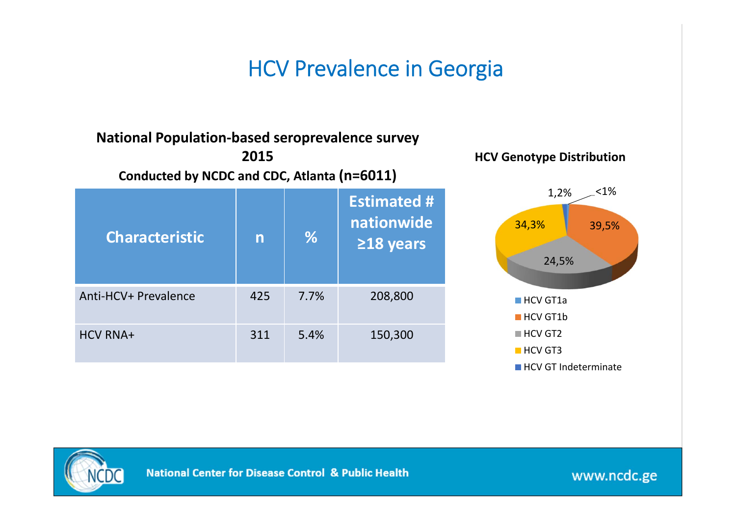# HCV Prevalence in Georgia

**National Population-based seroprevalence survey 2015**

**Conducted by NCDC and CDC, Atlanta (n=6011)**

| Characteristic | n | % | Estimated # nationwide ≥18 years |
|---|---|---|---|
| Anti-HCV+ Prevalence | 425 | 7.7% | 208,800 |
| HCV RNA+ | 311 | 5.4% | 150,300 |

**HCV Genotype Distribution**

- HCV GT1a: 1,2%
- HCV GT1b: 39,5%
- HCV GT2: 24,5%
- HCV GT3: 34,3%
- HCV GT Indeterminate: <1%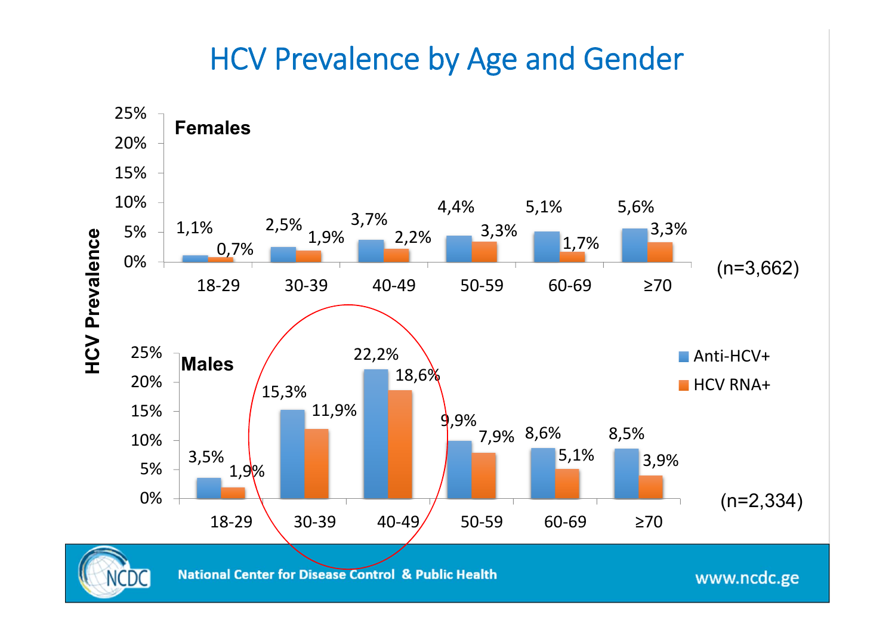# HCV Prevalence by Age and Gender

**Females** (n=3,662)

| Age | Anti-HCV+ | HCV RNA+ |
|---|---|---|
| 18-29 | 1,1% | 0,7% |
| 30-39 | 2,5% | 1,9% |
| 40-49 | 3,7% | 2,2% |
| 50-59 | 4,4% | 3,3% |
| 60-69 | 5,1% | 1,7% |
| ≥70 | 5,6% | 3,3% |

**Males** (n=2,334)

| Age | Anti-HCV+ | HCV RNA+ |
|---|---|---|
| 18-29 | 3,5% | 1,9% |
| 30-39 | 15,3% | 11,9% |
| 40-49 | 22,2% | 18,6% |
| 50-59 | 9,9% | 7,9% |
| 60-69 | 8,6% | 5,1% |
| ≥70 | 8,5% | 3,9% |

HCV Prevalence

National Center for Disease Control & Public Health

www.ncdc.ge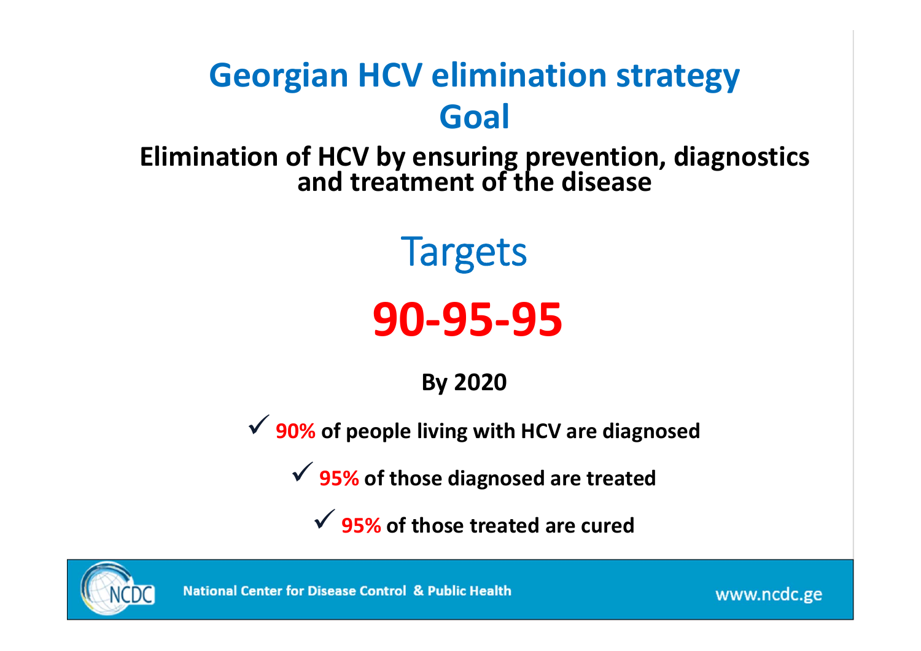# Georgian HCV elimination strategy

## Goal

**Elimination of HCV by ensuring prevention, diagnostics and treatment of the disease**

## Targets

# 90-95-95

**By 2020**

- ✓ **90% of people living with HCV are diagnosed**
- ✓ **95% of those diagnosed are treated**
- ✓ **95% of those treated are cured**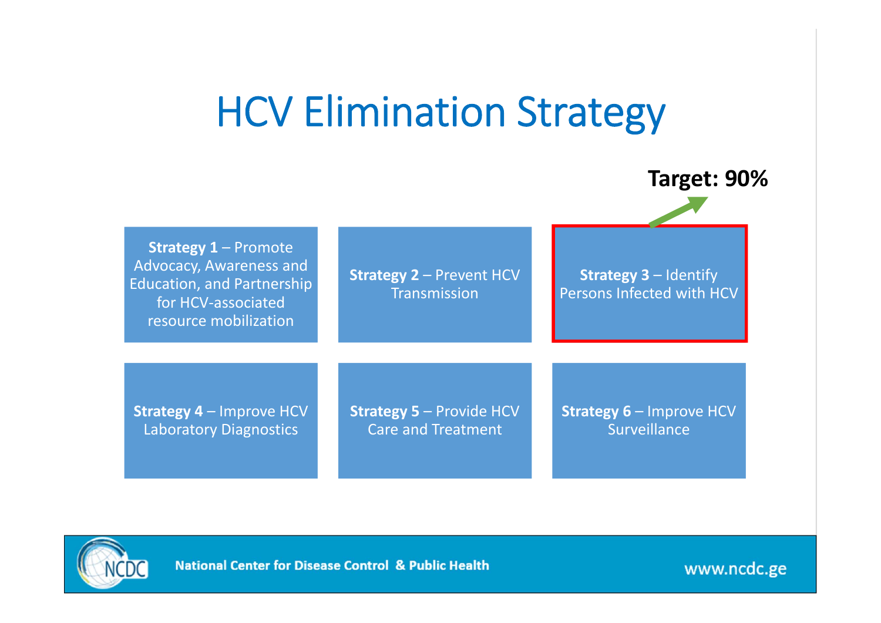# HCV Elimination Strategy

**Target: 90%**

- **Strategy 1** – Promote Advocacy, Awareness and Education, and Partnership for HCV-associated resource mobilization
- **Strategy 2** – Prevent HCV Transmission
- **Strategy 3** – Identify Persons Infected with HCV
- **Strategy 4** – Improve HCV Laboratory Diagnostics
- **Strategy 5** – Provide HCV Care and Treatment
- **Strategy 6** – Improve HCV Surveillance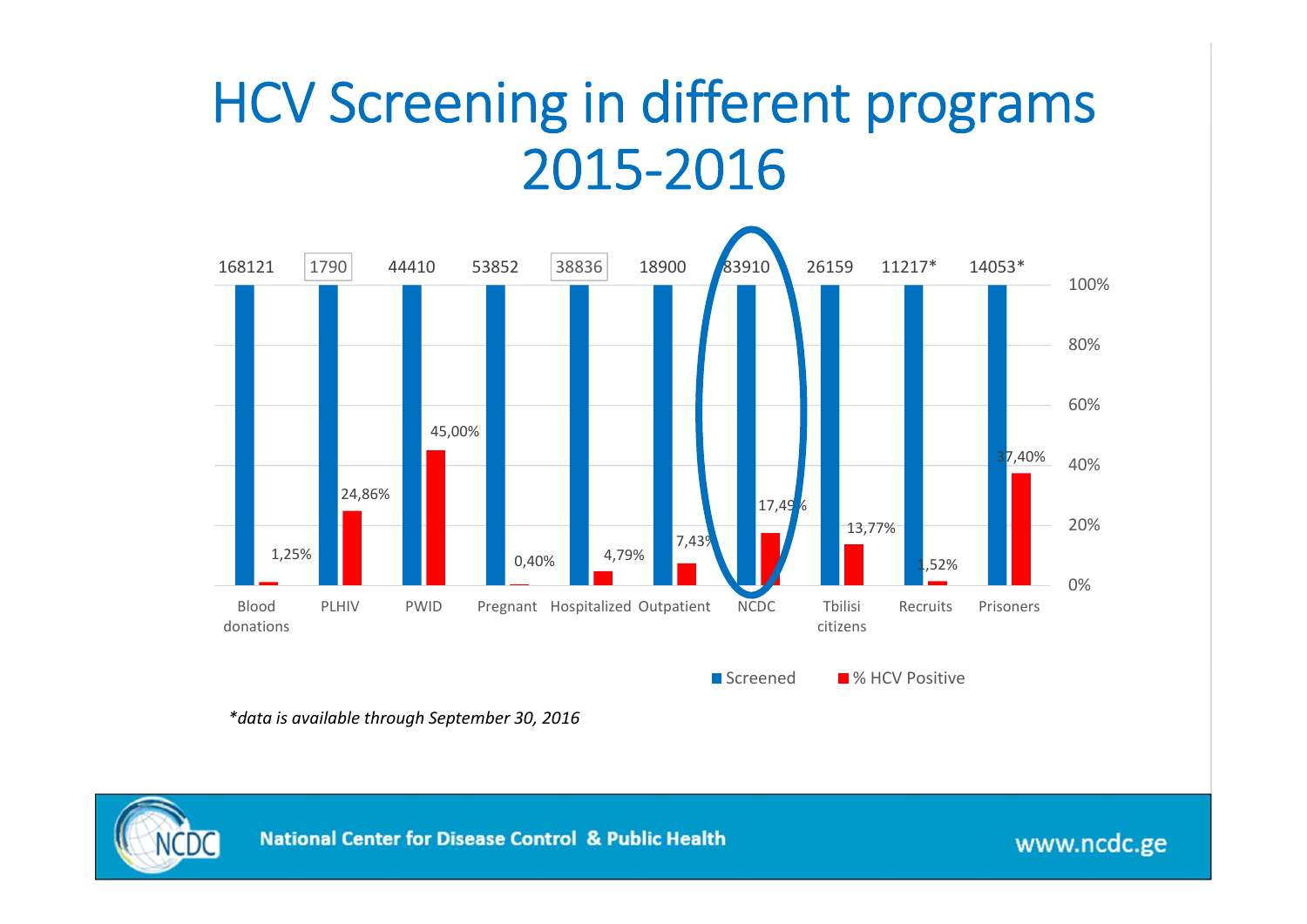# HCV Screening in different programs 2015-2016

| | Blood donations | PLHIV | PWID | Pregnant | Hospitalized | Outpatient | NCDC | Tbilisi citizens | Recruits | Prisoners |
|---|---|---|---|---|---|---|---|---|---|---|
| Screened | 168121 | 1790 | 44410 | 53852 | 38836 | 18900 | 83910 | 26159 | 11217* | 14053* |
| % HCV Positive | 1,25% | 24,86% | 45,00% | 0,40% | 4,79% | 7,43% | 17,49% | 13,77% | 1,52% | 37,40% |

*\*data is available through September 30, 2016*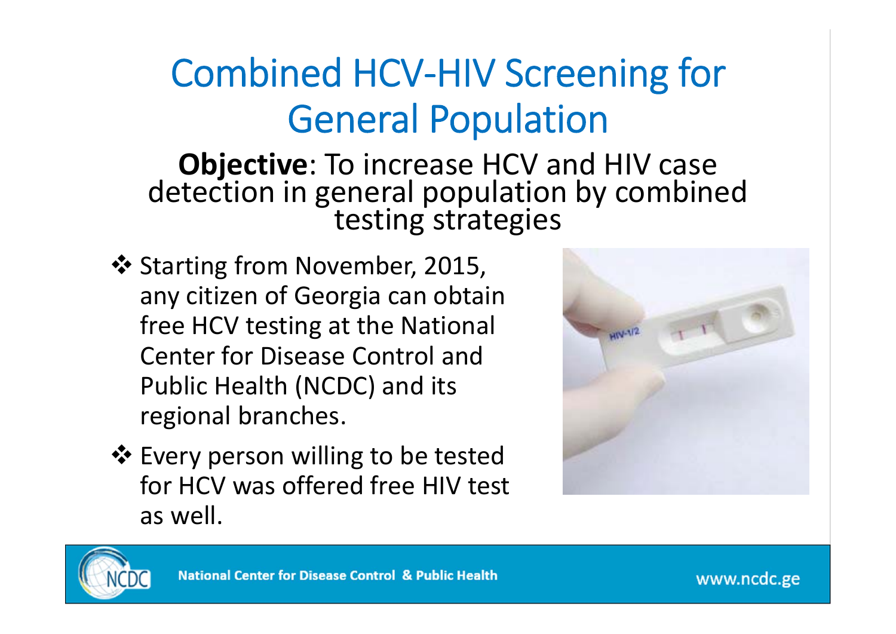# Combined HCV-HIV Screening for General Population

**Objective**: To increase HCV and HIV case detection in general population by combined testing strategies

- Starting from November, 2015, any citizen of Georgia can obtain free HCV testing at the National Center for Disease Control and Public Health (NCDC) and its regional branches.
- Every person willing to be tested for HCV was offered free HIV test as well.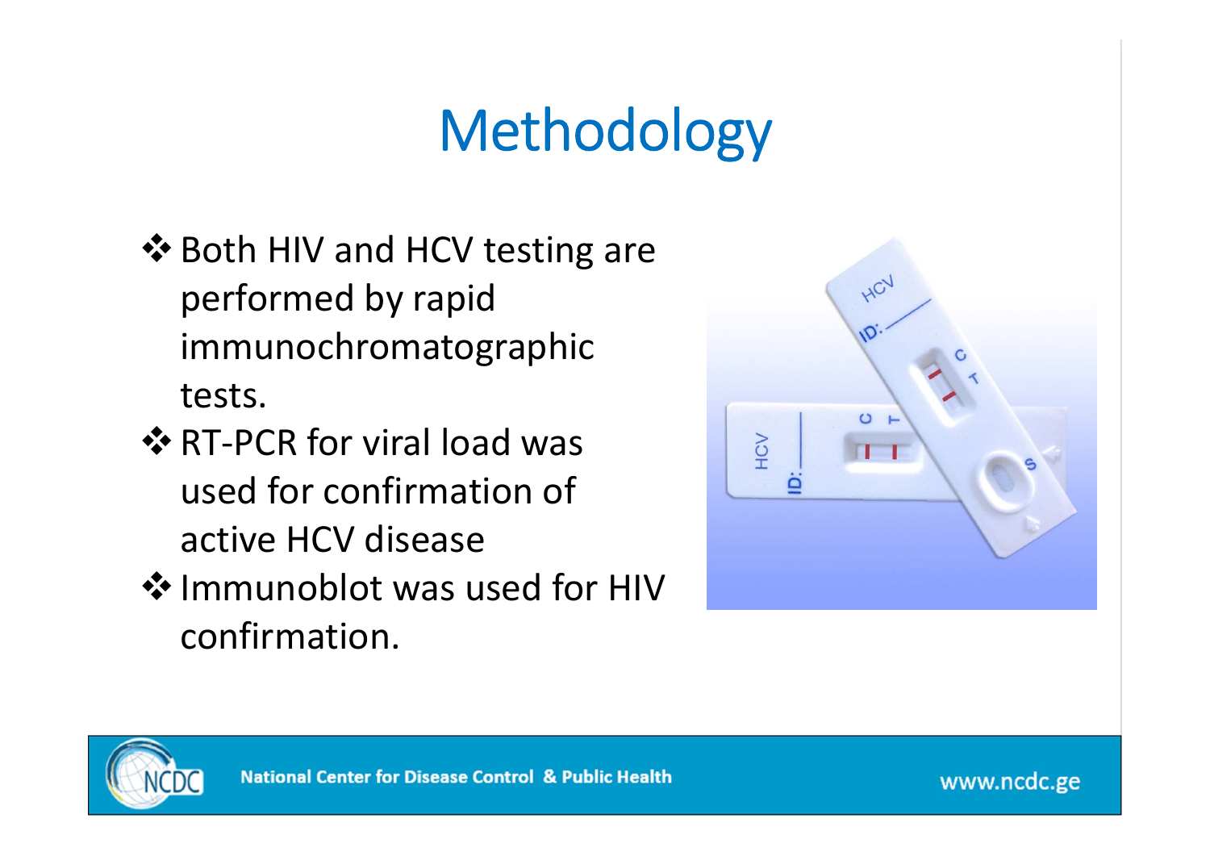# Methodology

- Both HIV and HCV testing are performed by rapid immunochromatographic tests.
- RT-PCR for viral load was used for confirmation of active HCV disease
- Immunoblot was used for HIV confirmation.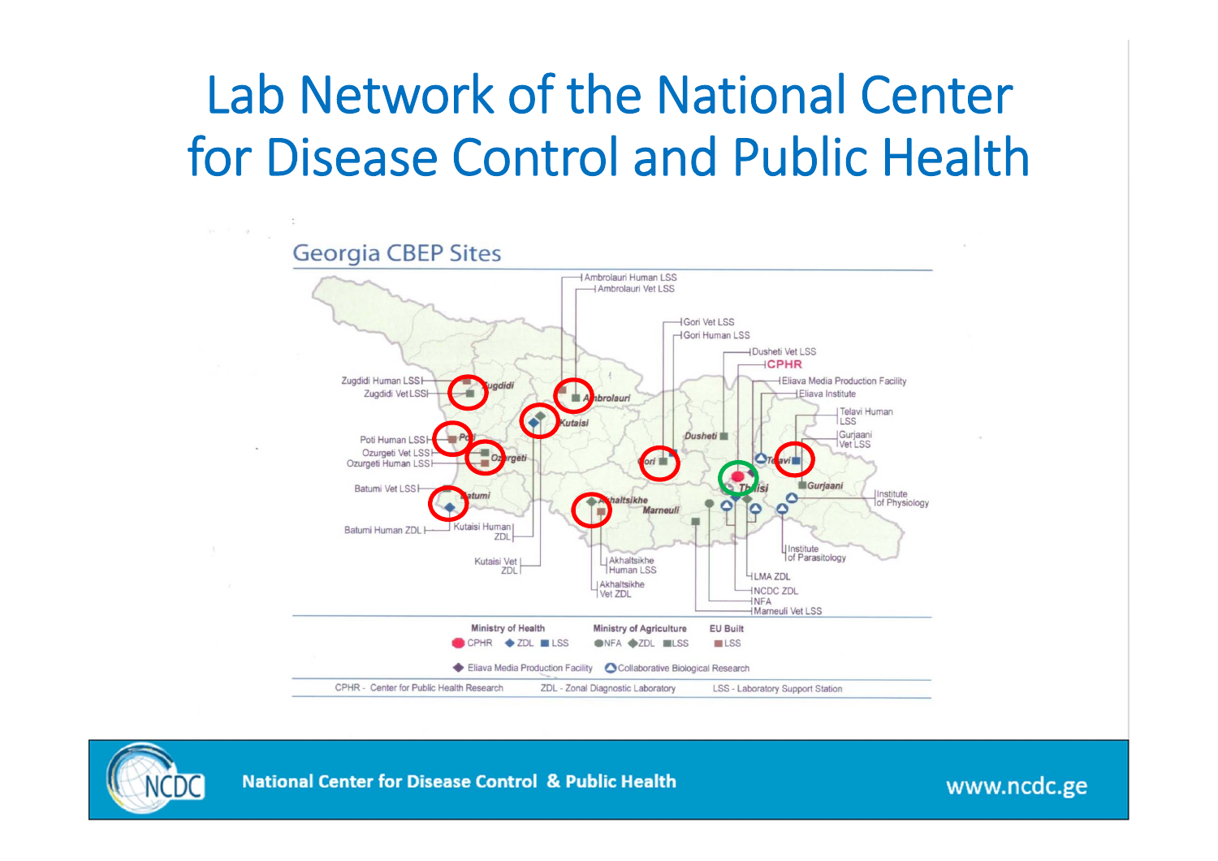# Lab Network of the National Center for Disease Control and Public Health

## Georgia CBEP Sites

- Ambrolauri Human LSS
- Ambrolauri Vet LSS
- Gori Vet LSS
- Gori Human LSS
- Dusheti Vet LSS
- CPHR
- Eliava Media Production Facility
- Eliava Institute
- Telavi Human LSS
- Gurjaani Vet LSS
- Institute of Physiology
- Institute of Parasitology
- LMA ZDL
- NCDC ZDL
- NFA
- Marneuli Vet LSS
- Akhaltsikhe Vet ZDL
- Akhaltsikhe Human LSS
- Kutaisi Vet ZDL
- Kutaisi Human ZDL
- Batumi Human ZDL
- Batumi Vet LSS
- Ozurgeti Human LSS
- Ozurgeti Vet LSS
- Poti Human LSS
- Zugdidi Vet LSS
- Zugdidi Human LSS

Zugdidi, Ambrolauri, Kutaisi, Poti, Ozurgeti, Gori, Dusheti, Telavi, Tbilisi, Gurjaani, Batumi, Akhaltsikhe, Marneuli

| Ministry of Health | Ministry of Agriculture | EU Built |
|---|---|---|
| CPHR, ZDL, LSS | NFA, ZDL, LSS | LSS |

Eliava Media Production Facility — Collaborative Biological Research

CPHR - Center for Public Health Research — ZDL - Zonal Diagnostic Laboratory — LSS - Laboratory Support Station

National Center for Disease Control & Public Health — www.ncdc.ge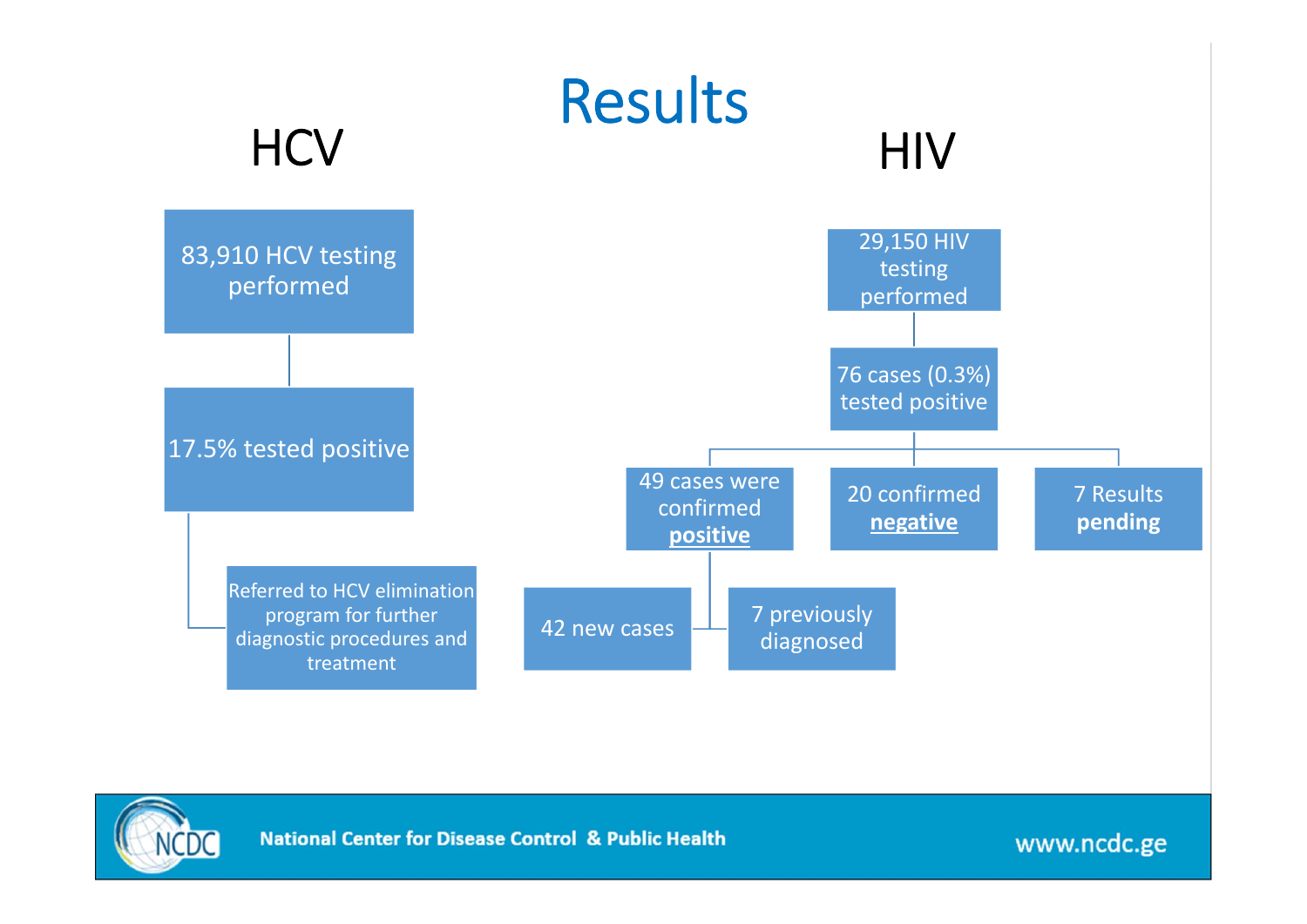# Results

## HCV

- 83,910 HCV testing performed
  - 17.5% tested positive
    - Referred to HCV elimination program for further diagnostic procedures and treatment

## HIV

- 29,150 HIV testing performed
  - 76 cases (0.3%) tested positive
    - 49 cases were confirmed **positive**
      - 42 new cases
      - 7 previously diagnosed
    - 20 confirmed **negative**
    - 7 Results **pending**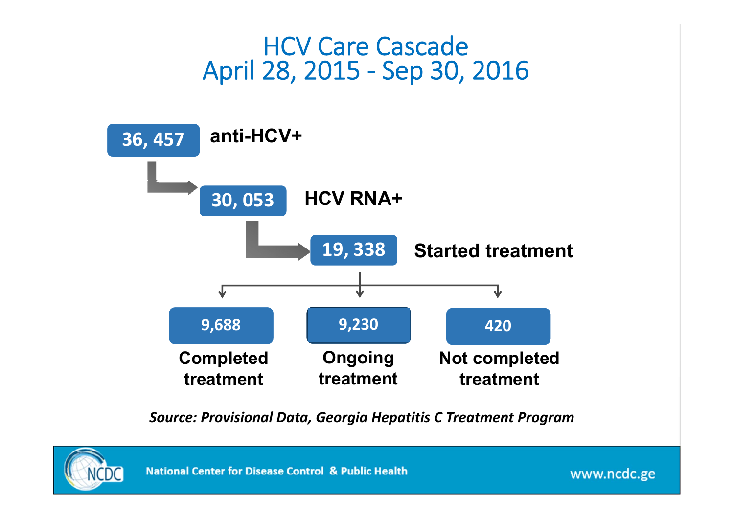# HCV Care Cascade
## April 28, 2015 - Sep 30, 2016

**36, 457** anti-HCV+

**30, 053** HCV RNA+

**19, 338** Started treatment

- **9,688** Completed treatment
- **9,230** Ongoing treatment
- **420** Not completed treatment

*Source: Provisional Data, Georgia Hepatitis C Treatment Program*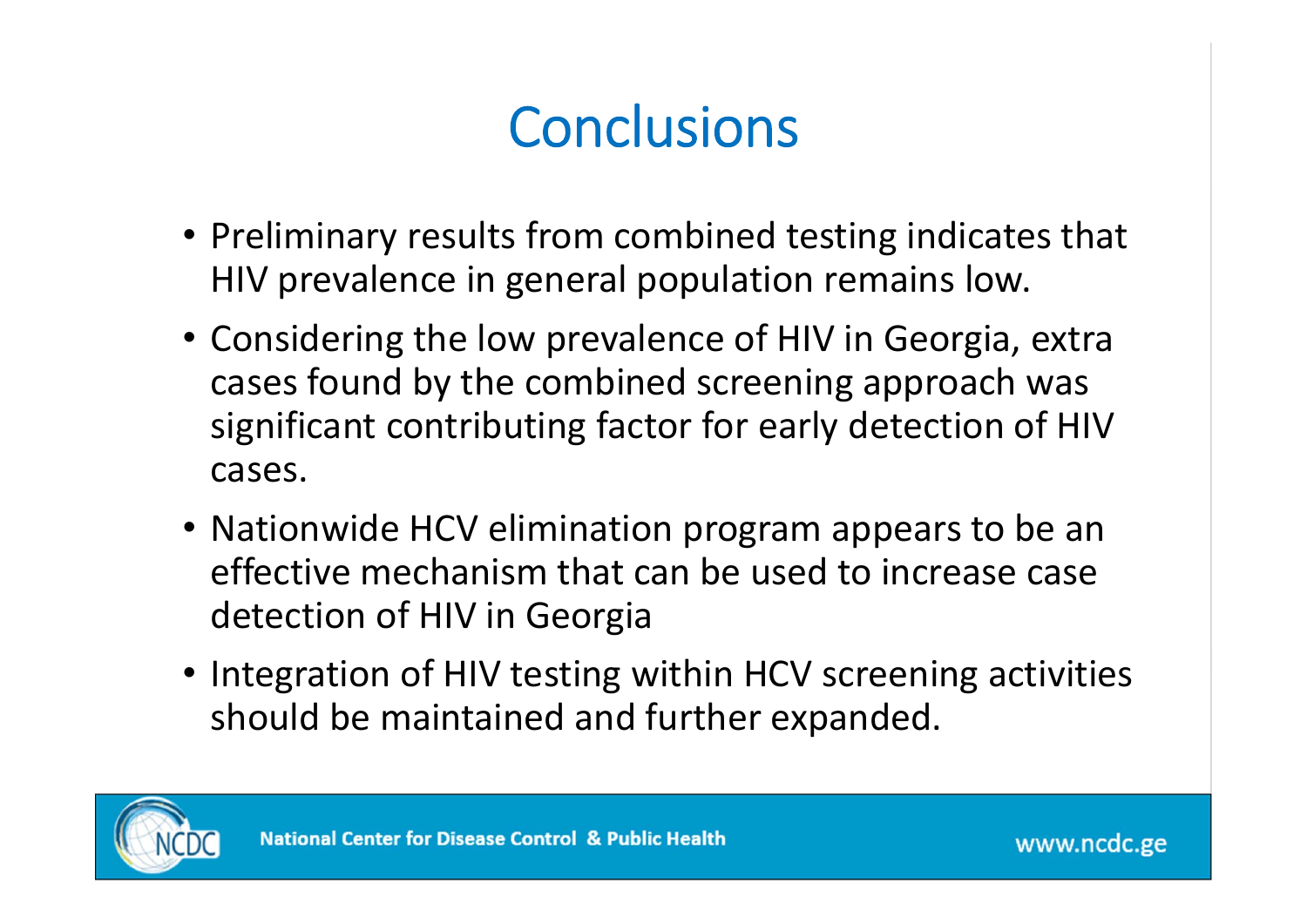# Conclusions

- Preliminary results from combined testing indicates that HIV prevalence in general population remains low.
- Considering the low prevalence of HIV in Georgia, extra cases found by the combined screening approach was significant contributing factor for early detection of HIV cases.
- Nationwide HCV elimination program appears to be an effective mechanism that can be used to increase case detection of HIV in Georgia
- Integration of HIV testing within HCV screening activities should be maintained and further expanded.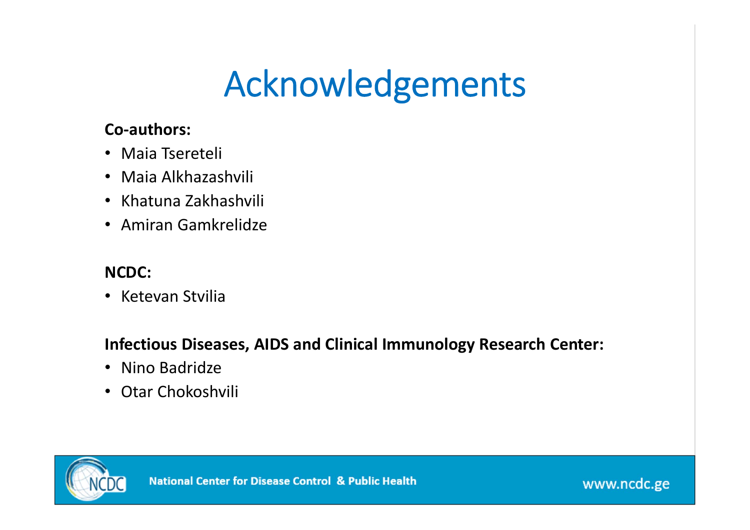# Acknowledgements

**Co-authors:**

- Maia Tsereteli
- Maia Alkhazashvili
- Khatuna Zakhashvili
- Amiran Gamkrelidze

**NCDC:**

- Ketevan Stvilia

**Infectious Diseases, AIDS and Clinical Immunology Research Center:**

- Nino Badridze
- Otar Chokoshvili